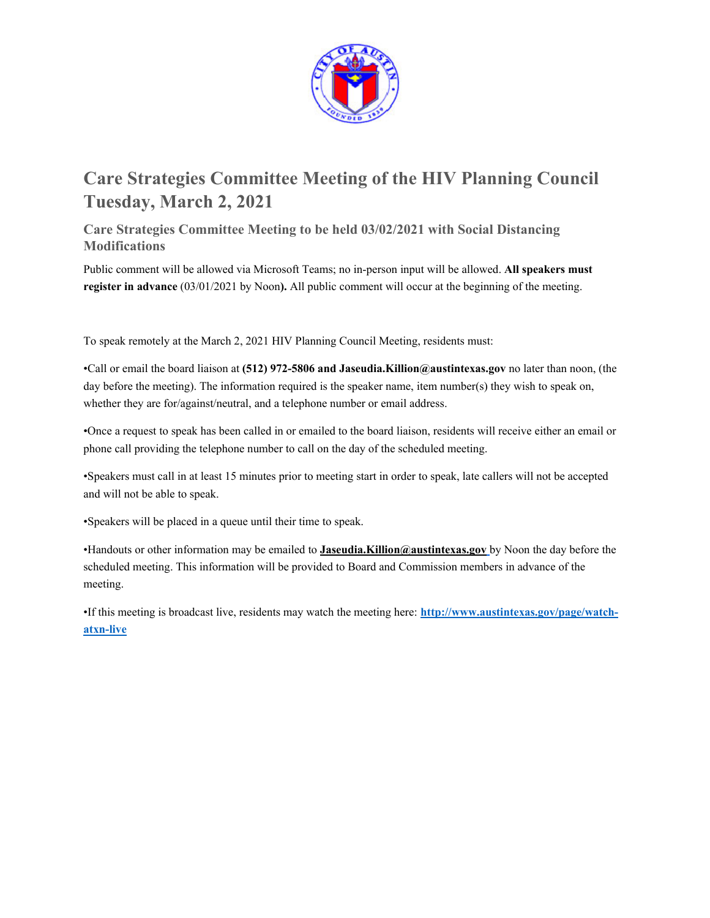# Care Strategies Committee Meeting of the HIV Planning Council Tuesday, March 2, 2021

## Care Strategies Committee Meeting to be held 03/02/2021 with Social Distancing Modifications

Public comment will be allowed via Microsoft Teams; no in-person input will be allowed. **All speakers must register in advance** (03/01/2021 by Noon**).** All public comment will occur at the beginning of the meeting.

To speak remotely at the March 2, 2021 HIV Planning Council Meeting, residents must:

•Call or email the board liaison at **(512) 972-5806 and Jaseudia.Killion@austintexas.gov** no later than noon, (the day before the meeting). The information required is the speaker name, item number(s) they wish to speak on, whether they are for/against/neutral, and a telephone number or email address.

•Once a request to speak has been called in or emailed to the board liaison, residents will receive either an email or phone call providing the telephone number to call on the day of the scheduled meeting.

•Speakers must call in at least 15 minutes prior to meeting start in order to speak, late callers will not be accepted and will not be able to speak.

•Speakers will be placed in a queue until their time to speak.

•Handouts or other information may be emailed to **Jaseudia.Killion@austintexas.gov** by Noon the day before the scheduled meeting. This information will be provided to Board and Commission members in advance of the meeting.

•If this meeting is broadcast live, residents may watch the meeting here: **http://www.austintexas.gov/page/watch-atxn-live**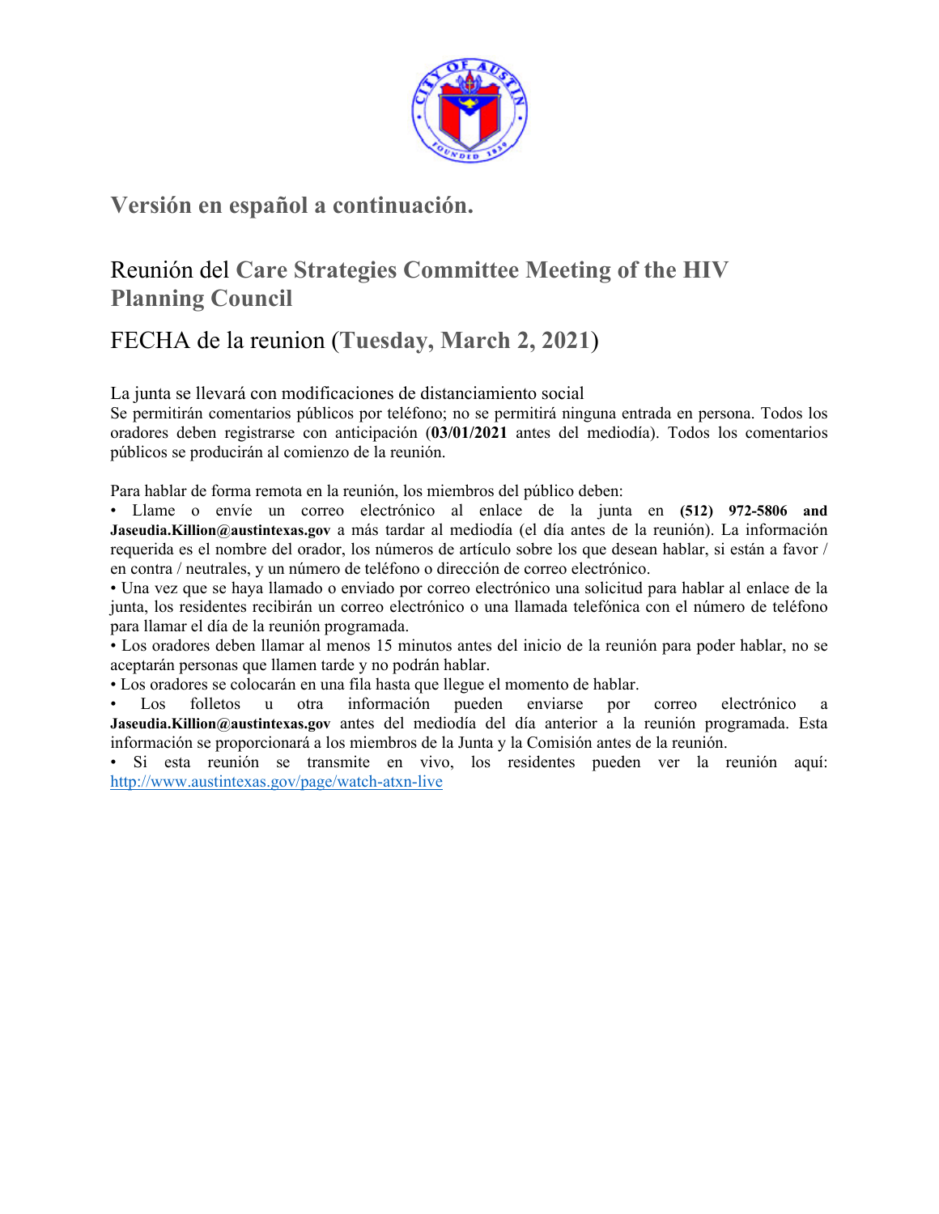## Versión en español a continuación.

## Reunión del **Care Strategies Committee Meeting of the HIV Planning Council**

## FECHA de la reunion (**Tuesday, March 2, 2021**)

La junta se llevará con modificaciones de distanciamiento social

Se permitirán comentarios públicos por teléfono; no se permitirá ninguna entrada en persona. Todos los oradores deben registrarse con anticipación (**03/01/2021** antes del mediodía). Todos los comentarios públicos se producirán al comienzo de la reunión.

Para hablar de forma remota en la reunión, los miembros del público deben:

- Llame o envíe un correo electrónico al enlace de la junta en **(512) 972-5806 and Jaseudia.Killion@austintexas.gov** a más tardar al mediodía (el día antes de la reunión). La información requerida es el nombre del orador, los números de artículo sobre los que desean hablar, si están a favor / en contra / neutrales, y un número de teléfono o dirección de correo electrónico.
- Una vez que se haya llamado o enviado por correo electrónico una solicitud para hablar al enlace de la junta, los residentes recibirán un correo electrónico o una llamada telefónica con el número de teléfono para llamar el día de la reunión programada.
- Los oradores deben llamar al menos 15 minutos antes del inicio de la reunión para poder hablar, no se aceptarán personas que llamen tarde y no podrán hablar.
- Los oradores se colocarán en una fila hasta que llegue el momento de hablar.
- Los folletos u otra información pueden enviarse por correo electrónico a **Jaseudia.Killion@austintexas.gov** antes del mediodía del día anterior a la reunión programada. Esta información se proporcionará a los miembros de la Junta y la Comisión antes de la reunión.
- Si esta reunión se transmite en vivo, los residentes pueden ver la reunión aquí: http://www.austintexas.gov/page/watch-atxn-live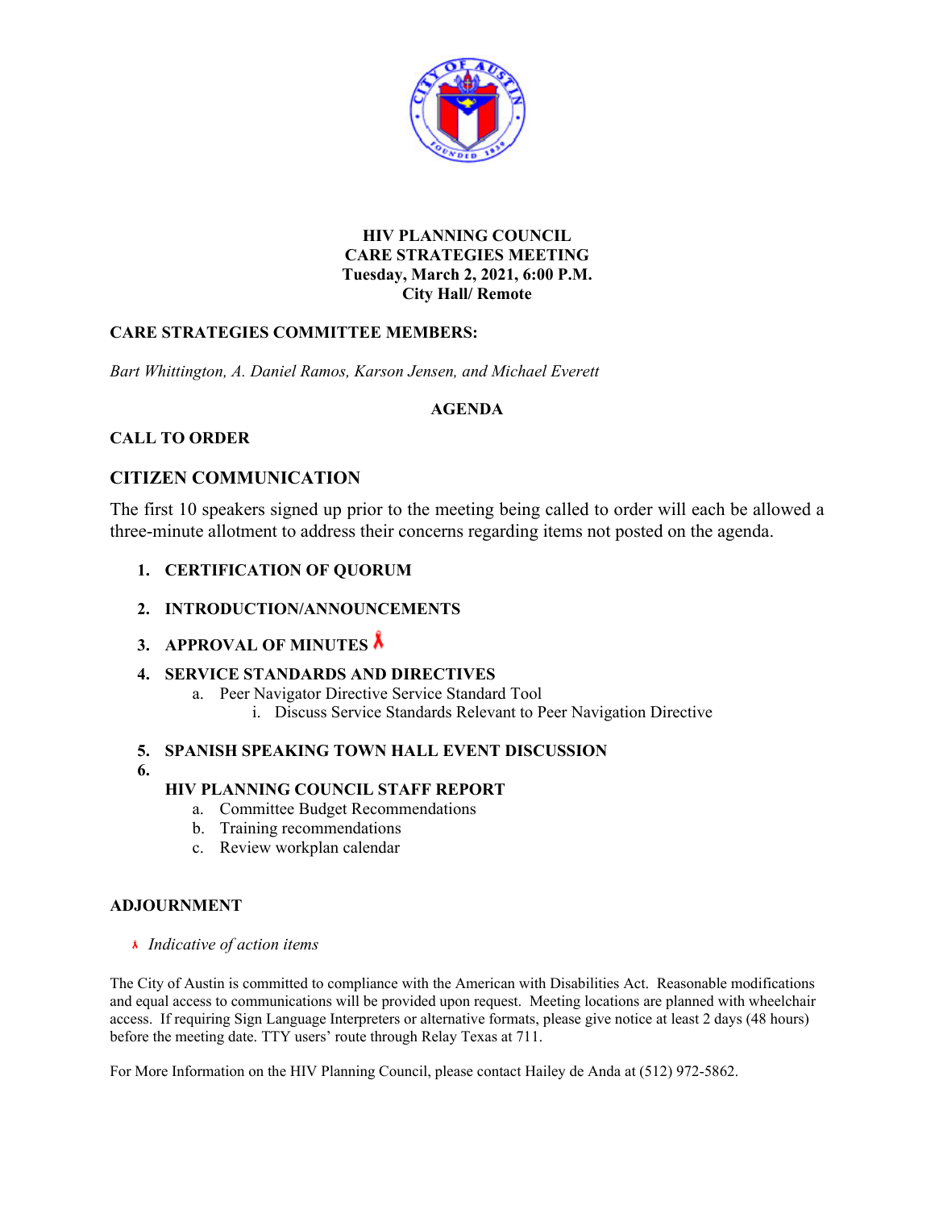**HIV PLANNING COUNCIL**
**CARE STRATEGIES MEETING**
**Tuesday, March 2, 2021, 6:00 P.M.**
**City Hall/ Remote**

**CARE STRATEGIES COMMITTEE MEMBERS:**

*Bart Whittington, A. Daniel Ramos, Karson Jensen, and Michael Everett*

**AGENDA**

**CALL TO ORDER**

## CITIZEN COMMUNICATION

The first 10 speakers signed up prior to the meeting being called to order will each be allowed a three-minute allotment to address their concerns regarding items not posted on the agenda.

1. **CERTIFICATION OF QUORUM**
2. **INTRODUCTION/ANNOUNCEMENTS**
3. **APPROVAL OF MINUTES** 🎗
4. **SERVICE STANDARDS AND DIRECTIVES**
   a. Peer Navigator Directive Service Standard Tool
      i. Discuss Service Standards Relevant to Peer Navigation Directive
5. **SPANISH SPEAKING TOWN HALL EVENT DISCUSSION**
6. **HIV PLANNING COUNCIL STAFF REPORT**
   a. Committee Budget Recommendations
   b. Training recommendations
   c. Review workplan calendar

**ADJOURNMENT**

🎗 *Indicative of action items*

The City of Austin is committed to compliance with the American with Disabilities Act. Reasonable modifications and equal access to communications will be provided upon request. Meeting locations are planned with wheelchair access. If requiring Sign Language Interpreters or alternative formats, please give notice at least 2 days (48 hours) before the meeting date. TTY users' route through Relay Texas at 711.

For More Information on the HIV Planning Council, please contact Hailey de Anda at (512) 972-5862.